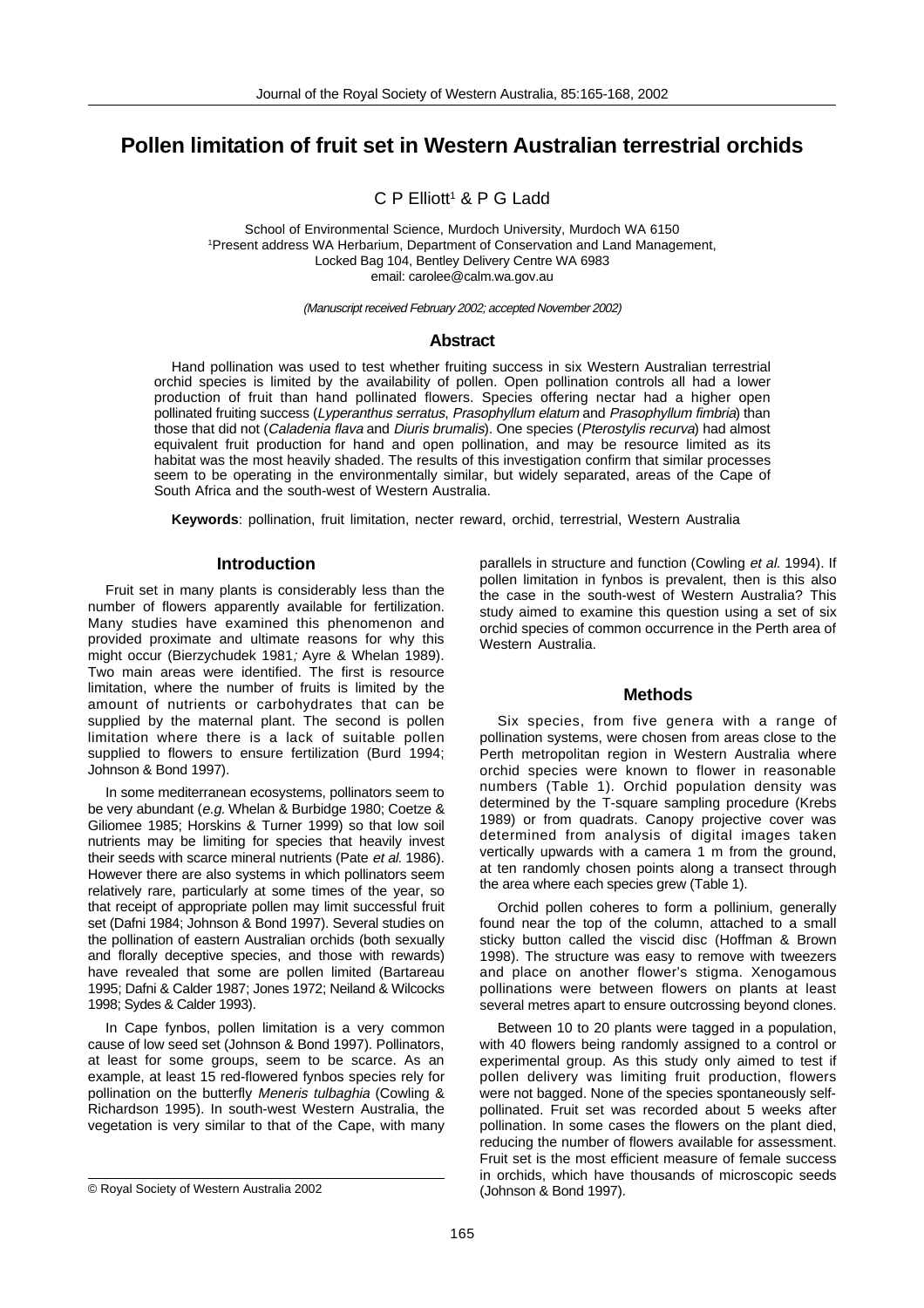# Pollen limitation of fruit set in Western Australian terrestrial orchids

C P Elliott[1] & P G Ladd

School of Environmental Science, Murdoch University, Murdoch WA 6150
[1]Present address WA Herbarium, Department of Conservation and Land Management, Locked Bag 104, Bentley Delivery Centre WA 6983
email: carolee@calm.wa.gov.au

*(Manuscript received February 2002; accepted November 2002)*

## Abstract

Hand pollination was used to test whether fruiting success in six Western Australian terrestrial orchid species is limited by the availability of pollen. Open pollination controls all had a lower production of fruit than hand pollinated flowers. Species offering nectar had a higher open pollinated fruiting success (*Lyperanthus serratus*, *Prasophyllum elatum* and *Prasophyllum fimbria*) than those that did not (*Caladenia flava* and *Diuris brumalis*). One species (*Pterostylis recurva*) had almost equivalent fruit production for hand and open pollination, and may be resource limited as its habitat was the most heavily shaded. The results of this investigation confirm that similar processes seem to be operating in the environmentally similar, but widely separated, areas of the Cape of South Africa and the south-west of Western Australia.

**Keywords**: pollination, fruit limitation, necter reward, orchid, terrestrial, Western Australia

## Introduction

Fruit set in many plants is considerably less than the number of flowers apparently available for fertilization. Many studies have examined this phenomenon and provided proximate and ultimate reasons for why this might occur (Bierzychudek 1981*;* Ayre & Whelan 1989). Two main areas were identified. The first is resource limitation, where the number of fruits is limited by the amount of nutrients or carbohydrates that can be supplied by the maternal plant. The second is pollen limitation where there is a lack of suitable pollen supplied to flowers to ensure fertilization (Burd 1994; Johnson & Bond 1997).

In some mediterranean ecosystems, pollinators seem to be very abundant (*e.g.* Whelan & Burbidge 1980; Coetze & Giliomee 1985; Horskins & Turner 1999) so that low soil nutrients may be limiting for species that heavily invest their seeds with scarce mineral nutrients (Pate *et al.* 1986). However there are also systems in which pollinators seem relatively rare, particularly at some times of the year, so that receipt of appropriate pollen may limit successful fruit set (Dafni 1984; Johnson & Bond 1997). Several studies on the pollination of eastern Australian orchids (both sexually and florally deceptive species, and those with rewards) have revealed that some are pollen limited (Bartareau 1995; Dafni & Calder 1987; Jones 1972; Neiland & Wilcocks 1998; Sydes & Calder 1993).

In Cape fynbos, pollen limitation is a very common cause of low seed set (Johnson & Bond 1997). Pollinators, at least for some groups, seem to be scarce. As an example, at least 15 red-flowered fynbos species rely for pollination on the butterfly *Meneris tulbaghia* (Cowling & Richardson 1995). In south-west Western Australia, the vegetation is very similar to that of the Cape, with many parallels in structure and function (Cowling *et al.* 1994). If pollen limitation in fynbos is prevalent, then is this also the case in the south-west of Western Australia? This study aimed to examine this question using a set of six orchid species of common occurrence in the Perth area of Western Australia.

## Methods

Six species, from five genera with a range of pollination systems, were chosen from areas close to the Perth metropolitan region in Western Australia where orchid species were known to flower in reasonable numbers (Table 1). Orchid population density was determined by the T-square sampling procedure (Krebs 1989) or from quadrats. Canopy projective cover was determined from analysis of digital images taken vertically upwards with a camera 1 m from the ground, at ten randomly chosen points along a transect through the area where each species grew (Table 1).

Orchid pollen coheres to form a pollinium, generally found near the top of the column, attached to a small sticky button called the viscid disc (Hoffman & Brown 1998). The structure was easy to remove with tweezers and place on another flower's stigma. Xenogamous pollinations were between flowers on plants at least several metres apart to ensure outcrossing beyond clones.

Between 10 to 20 plants were tagged in a population, with 40 flowers being randomly assigned to a control or experimental group. As this study only aimed to test if pollen delivery was limiting fruit production, flowers were not bagged. None of the species spontaneously self-pollinated. Fruit set was recorded about 5 weeks after pollination. In some cases the flowers on the plant died, reducing the number of flowers available for assessment. Fruit set is the most efficient measure of female success in orchids, which have thousands of microscopic seeds (Johnson & Bond 1997).

© Royal Society of Western Australia 2002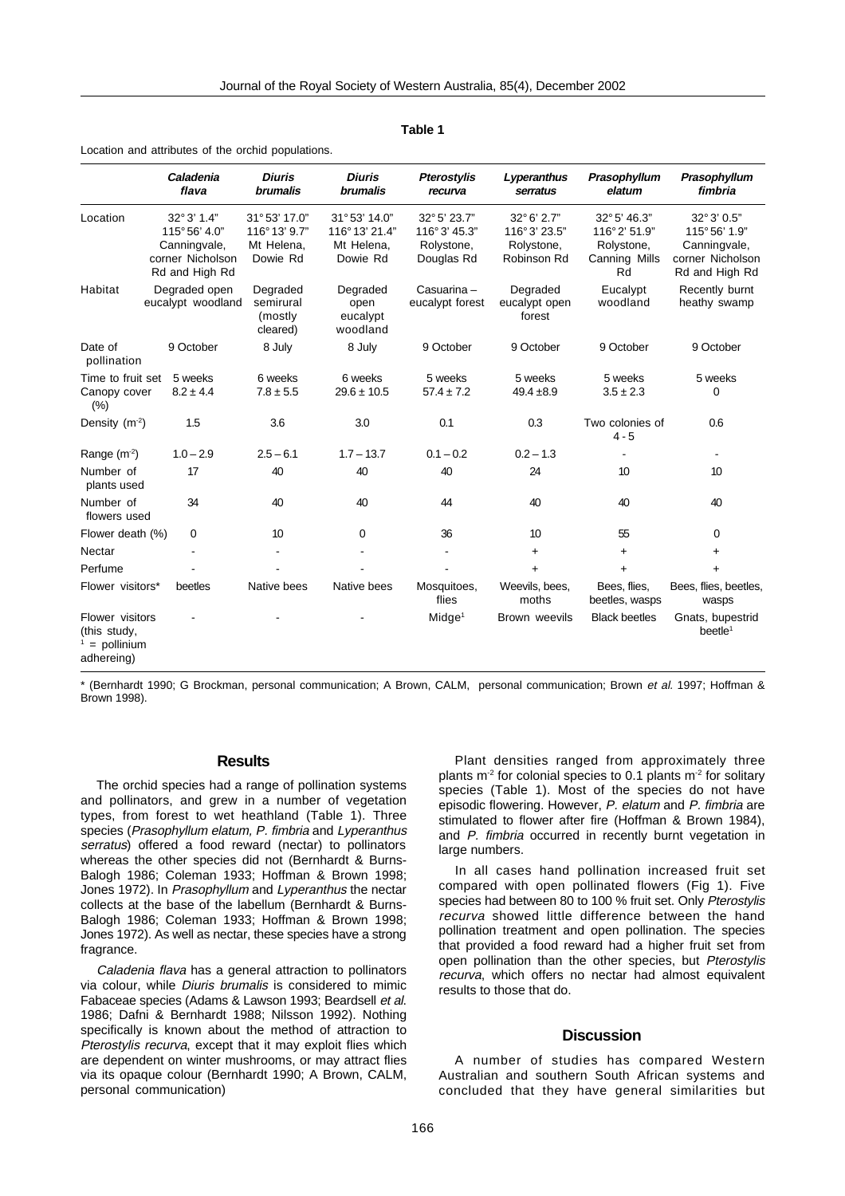**Table 1**

Location and attributes of the orchid populations.

| | *Caladenia flava* | *Diuris brumalis* | *Diuris brumalis* | *Pterostylis recurva* | *Lyperanthus serratus* | *Prasophyllum elatum* | *Prasophyllum fimbria* |
|---|---|---|---|---|---|---|---|
| Location | 32° 3' 1.4" 115° 56' 4.0" Canningvale, corner Nicholson Rd and High Rd | 31° 53' 17.0" 116° 13' 9.7" Mt Helena, Dowie Rd | 31° 53' 14.0" 116° 13' 21.4" Mt Helena, Dowie Rd | 32° 5' 23.7" 116° 3' 45.3" Rolystone, Douglas Rd | 32° 6' 2.7" 116° 3' 23.5" Rolystone, Robinson Rd | 32° 5' 46.3" 116° 2' 51.9" Rolystone, Canning Mills Rd | 32° 3' 0.5" 115° 56' 1.9" Canningvale, corner Nicholson Rd and High Rd |
| Habitat | Degraded open eucalypt woodland | Degraded semirural (mostly cleared) | Degraded open eucalypt woodland | Casuarina – eucalypt forest | Degraded eucalypt open forest | Eucalypt woodland | Recently burnt heathy swamp |
| Date of pollination | 9 October | 8 July | 8 July | 9 October | 9 October | 9 October | 9 October |
| Time to fruit set | 5 weeks | 6 weeks | 6 weeks | 5 weeks | 5 weeks | 5 weeks | 5 weeks |
| Canopy cover (%) | 8.2 ± 4.4 | 7.8 ± 5.5 | 29.6 ± 10.5 | 57.4 ± 7.2 | 49.4 ±8.9 | 3.5 ± 2.3 | 0 |
| Density ($m^{-2}$) | 1.5 | 3.6 | 3.0 | 0.1 | 0.3 | Two colonies of 4 - 5 | 0.6 |
| Range ($m^{-2}$) | 1.0 – 2.9 | 2.5 – 6.1 | 1.7 – 13.7 | 0.1 – 0.2 | 0.2 – 1.3 | - | - |
| Number of plants used | 17 | 40 | 40 | 40 | 24 | 10 | 10 |
| Number of flowers used | 34 | 40 | 40 | 44 | 40 | 40 | 40 |
| Flower death (%) | 0 | 10 | 0 | 36 | 10 | 55 | 0 |
| Nectar | - | - | - | - | + | + | + |
| Perfume | - | - | - | - | + | + | + |
| Flower visitors* | beetles | Native bees | Native bees | Mosquitoes, flies | Weevils, bees, moths | Bees, flies, beetles, wasps | Bees, flies, beetles, wasps |
| Flower visitors (this study, [1] = pollinium adhereing) | - | - | - | Midge[1] | Brown weevils | Black beetles | Gnats, bupestrid beetle[1] |

\* (Bernhardt 1990; G Brockman, personal communication; A Brown, CALM, personal communication; Brown *et al.* 1997; Hoffman & Brown 1998).

## Results

The orchid species had a range of pollination systems and pollinators, and grew in a number of vegetation types, from forest to wet heathland (Table 1). Three species (*Prasophyllum elatum, P. fimbria* and *Lyperanthus serratus*) offered a food reward (nectar) to pollinators whereas the other species did not (Bernhardt & Burns-Balogh 1986; Coleman 1933; Hoffman & Brown 1998; Jones 1972). In *Prasophyllum* and *Lyperanthus* the nectar collects at the base of the labellum (Bernhardt & Burns-Balogh 1986; Coleman 1933; Hoffman & Brown 1998; Jones 1972). As well as nectar, these species have a strong fragrance.

*Caladenia flava* has a general attraction to pollinators via colour, while *Diuris brumalis* is considered to mimic Fabaceae species (Adams & Lawson 1993; Beardsell *et al.* 1986; Dafni & Bernhardt 1988; Nilsson 1992). Nothing specifically is known about the method of attraction to *Pterostylis recurva*, except that it may exploit flies which are dependent on winter mushrooms, or may attract flies via its opaque colour (Bernhardt 1990; A Brown, CALM, personal communication)

Plant densities ranged from approximately three plants $m^{-2}$ for colonial species to 0.1 plants $m^{-2}$ for solitary species (Table 1). Most of the species do not have episodic flowering. However, *P. elatum* and *P. fimbria* are stimulated to flower after fire (Hoffman & Brown 1984), and *P. fimbria* occurred in recently burnt vegetation in large numbers.

In all cases hand pollination increased fruit set compared with open pollinated flowers (Fig 1). Five species had between 80 to 100 % fruit set. Only *Pterostylis recurva* showed little difference between the hand pollination treatment and open pollination. The species that provided a food reward had a higher fruit set from open pollination than the other species, but *Pterostylis recurva*, which offers no nectar had almost equivalent results to those that do.

## Discussion

A number of studies has compared Western Australian and southern South African systems and concluded that they have general similarities but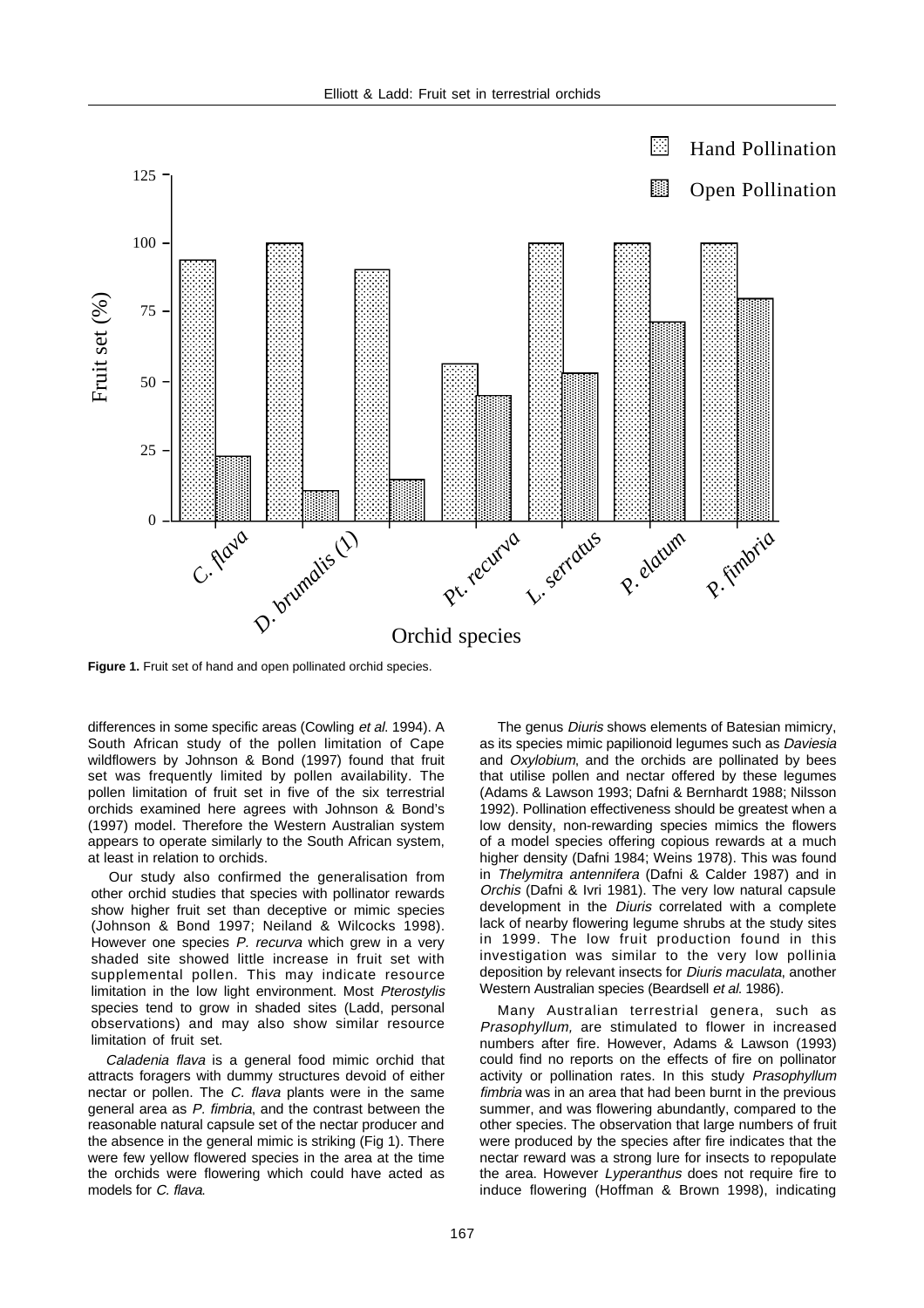**Figure 1.** Fruit set of hand and open pollinated orchid species.

differences in some specific areas (Cowling *et al.* 1994). A South African study of the pollen limitation of Cape wildflowers by Johnson & Bond (1997) found that fruit set was frequently limited by pollen availability. The pollen limitation of fruit set in five of the six terrestrial orchids examined here agrees with Johnson & Bond's (1997) model. Therefore the Western Australian system appears to operate similarly to the South African system, at least in relation to orchids.

Our study also confirmed the generalisation from other orchid studies that species with pollinator rewards show higher fruit set than deceptive or mimic species (Johnson & Bond 1997; Neiland & Wilcocks 1998). However one species *P. recurva* which grew in a very shaded site showed little increase in fruit set with supplemental pollen. This may indicate resource limitation in the low light environment. Most *Pterostylis* species tend to grow in shaded sites (Ladd, personal observations) and may also show similar resource limitation of fruit set.

*Caladenia flava* is a general food mimic orchid that attracts foragers with dummy structures devoid of either nectar or pollen. The *C. flava* plants were in the same general area as *P. fimbria*, and the contrast between the reasonable natural capsule set of the nectar producer and the absence in the general mimic is striking (Fig 1). There were few yellow flowered species in the area at the time the orchids were flowering which could have acted as models for *C. flava*.

The genus *Diuris* shows elements of Batesian mimicry, as its species mimic papilionoid legumes such as *Daviesia* and *Oxylobium*, and the orchids are pollinated by bees that utilise pollen and nectar offered by these legumes (Adams & Lawson 1993; Dafni & Bernhardt 1988; Nilsson 1992). Pollination effectiveness should be greatest when a low density, non-rewarding species mimics the flowers of a model species offering copious rewards at a much higher density (Dafni 1984; Weins 1978). This was found in *Thelymitra antennifera* (Dafni & Calder 1987) and in *Orchis* (Dafni & Ivri 1981). The very low natural capsule development in the *Diuris* correlated with a complete lack of nearby flowering legume shrubs at the study sites in 1999. The low fruit production found in this investigation was similar to the very low pollinia deposition by relevant insects for *Diuris maculata*, another Western Australian species (Beardsell *et al.* 1986).

Many Australian terrestrial genera, such as *Prasophyllum,* are stimulated to flower in increased numbers after fire. However, Adams & Lawson (1993) could find no reports on the effects of fire on pollinator activity or pollination rates. In this study *Prasophyllum fimbria* was in an area that had been burnt in the previous summer, and was flowering abundantly, compared to the other species. The observation that large numbers of fruit were produced by the species after fire indicates that the nectar reward was a strong lure for insects to repopulate the area. However *Lyperanthus* does not require fire to induce flowering (Hoffman & Brown 1998), indicating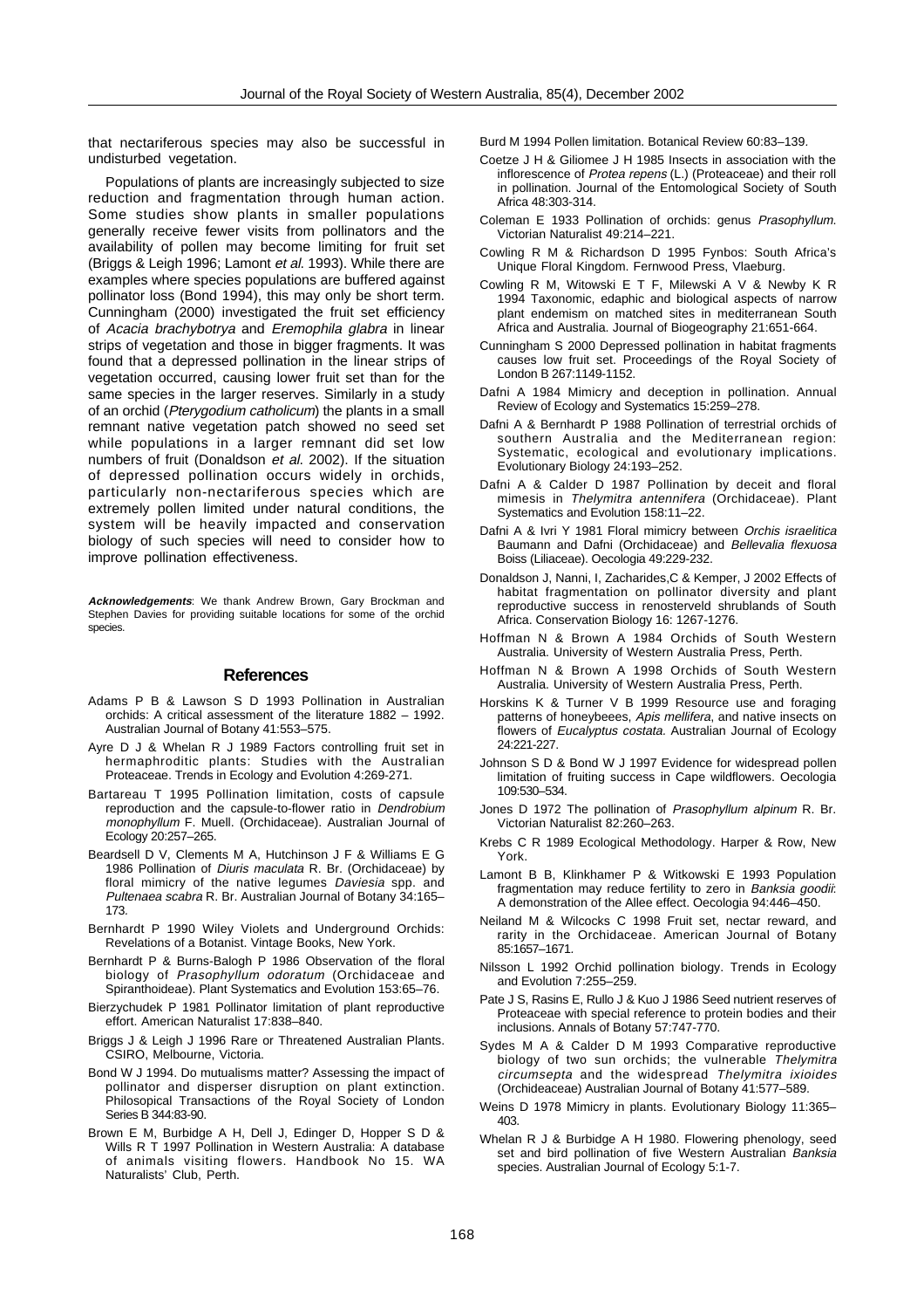that nectariferous species may also be successful in undisturbed vegetation.

Populations of plants are increasingly subjected to size reduction and fragmentation through human action. Some studies show plants in smaller populations generally receive fewer visits from pollinators and the availability of pollen may become limiting for fruit set (Briggs & Leigh 1996; Lamont *et al.* 1993). While there are examples where species populations are buffered against pollinator loss (Bond 1994), this may only be short term. Cunningham (2000) investigated the fruit set efficiency of *Acacia brachybotrya* and *Eremophila glabra* in linear strips of vegetation and those in bigger fragments. It was found that a depressed pollination in the linear strips of vegetation occurred, causing lower fruit set than for the same species in the larger reserves. Similarly in a study of an orchid (*Pterygodium catholicum*) the plants in a small remnant native vegetation patch showed no seed set while populations in a larger remnant did set low numbers of fruit (Donaldson *et al.* 2002). If the situation of depressed pollination occurs widely in orchids, particularly non-nectariferous species which are extremely pollen limited under natural conditions, the system will be heavily impacted and conservation biology of such species will need to consider how to improve pollination effectiveness.

***Acknowledgements***: We thank Andrew Brown, Gary Brockman and Stephen Davies for providing suitable locations for some of the orchid species.

## References

Adams P B & Lawson S D 1993 Pollination in Australian orchids: A critical assessment of the literature 1882 – 1992. Australian Journal of Botany 41:553–575.

Ayre D J & Whelan R J 1989 Factors controlling fruit set in hermaphroditic plants: Studies with the Australian Proteaceae. Trends in Ecology and Evolution 4:269-271.

Bartareau T 1995 Pollination limitation, costs of capsule reproduction and the capsule-to-flower ratio in *Dendrobium monophyllum* F. Muell. (Orchidaceae). Australian Journal of Ecology 20:257–265.

Beardsell D V, Clements M A, Hutchinson J F & Williams E G 1986 Pollination of *Diuris maculata* R. Br. (Orchidaceae) by floral mimicry of the native legumes *Daviesia* spp. and *Pultenaea scabra* R. Br. Australian Journal of Botany 34:165–173.

Bernhardt P 1990 Wiley Violets and Underground Orchids: Revelations of a Botanist. Vintage Books, New York.

Bernhardt P & Burns-Balogh P 1986 Observation of the floral biology of *Prasophyllum odoratum* (Orchidaceae and Spiranthoideae). Plant Systematics and Evolution 153:65–76.

Bierzychudek P 1981 Pollinator limitation of plant reproductive effort. American Naturalist 17:838–840.

Briggs J & Leigh J 1996 Rare or Threatened Australian Plants. CSIRO, Melbourne, Victoria.

Bond W J 1994. Do mutualisms matter? Assessing the impact of pollinator and disperser disruption on plant extinction. Philosopical Transactions of the Royal Society of London Series B 344:83-90.

Brown E M, Burbidge A H, Dell J, Edinger D, Hopper S D & Wills R T 1997 Pollination in Western Australia: A database of animals visiting flowers. Handbook No 15. WA Naturalists' Club, Perth.

Burd M 1994 Pollen limitation. Botanical Review 60:83–139.

Coetze J H & Giliomee J H 1985 Insects in association with the inflorescence of *Protea repens* (L.) (Proteaceae) and their roll in pollination. Journal of the Entomological Society of South Africa 48:303-314.

Coleman E 1933 Pollination of orchids: genus *Prasophyllum*. Victorian Naturalist 49:214–221.

Cowling R M & Richardson D 1995 Fynbos: South Africa's Unique Floral Kingdom. Fernwood Press, Vlaeburg.

Cowling R M, Witowski E T F, Milewski A V & Newby K R 1994 Taxonomic, edaphic and biological aspects of narrow plant endemism on matched sites in mediterranean South Africa and Australia. Journal of Biogeography 21:651-664.

Cunningham S 2000 Depressed pollination in habitat fragments causes low fruit set. Proceedings of the Royal Society of London B 267:1149-1152.

Dafni A 1984 Mimicry and deception in pollination. Annual Review of Ecology and Systematics 15:259–278.

Dafni A & Bernhardt P 1988 Pollination of terrestrial orchids of southern Australia and the Mediterranean region: Systematic, ecological and evolutionary implications. Evolutionary Biology 24:193–252.

Dafni A & Calder D 1987 Pollination by deceit and floral mimesis in *Thelymitra antennifera* (Orchidaceae). Plant Systematics and Evolution 158:11–22.

Dafni A & Ivri Y 1981 Floral mimicry between *Orchis israelitica* Baumann and Dafni (Orchidaceae) and *Bellevalia flexuosa* Boiss (Liliaceae). Oecologia 49:229-232.

Donaldson J, Nanni, I, Zacharides,C & Kemper, J 2002 Effects of habitat fragmentation on pollinator diversity and plant reproductive success in renosterveld shrublands of South Africa. Conservation Biology 16: 1267-1276.

Hoffman N & Brown A 1984 Orchids of South Western Australia. University of Western Australia Press, Perth.

Hoffman N & Brown A 1998 Orchids of South Western Australia. University of Western Australia Press, Perth.

Horskins K & Turner V B 1999 Resource use and foraging patterns of honeybees, *Apis mellifera*, and native insects on flowers of *Eucalyptus costata*. Australian Journal of Ecology 24:221-227.

Johnson S D & Bond W J 1997 Evidence for widespread pollen limitation of fruiting success in Cape wildflowers. Oecologia 109:530–534.

Jones D 1972 The pollination of *Prasophyllum alpinum* R. Br. Victorian Naturalist 82:260–263.

Krebs C R 1989 Ecological Methodology. Harper & Row, New York.

Lamont B B, Klinkhamer P & Witkowski E 1993 Population fragmentation may reduce fertility to zero in *Banksia goodii*: A demonstration of the Allee effect. Oecologia 94:446–450.

Neiland M & Wilcocks C 1998 Fruit set, nectar reward, and rarity in the Orchidaceae. American Journal of Botany 85:1657–1671.

Nilsson L 1992 Orchid pollination biology. Trends in Ecology and Evolution 7:255–259.

Pate J S, Rasins E, Rullo J & Kuo J 1986 Seed nutrient reserves of Proteaceae with special reference to protein bodies and their inclusions. Annals of Botany 57:747-770.

Sydes M A & Calder D M 1993 Comparative reproductive biology of two sun orchids; the vulnerable *Thelymitra circumsepta* and the widespread *Thelymitra ixioides* (Orchideaceae) Australian Journal of Botany 41:577–589.

Weins D 1978 Mimicry in plants. Evolutionary Biology 11:365–403.

Whelan R J & Burbidge A H 1980. Flowering phenology, seed set and bird pollination of five Western Australian *Banksia* species. Australian Journal of Ecology 5:1-7.